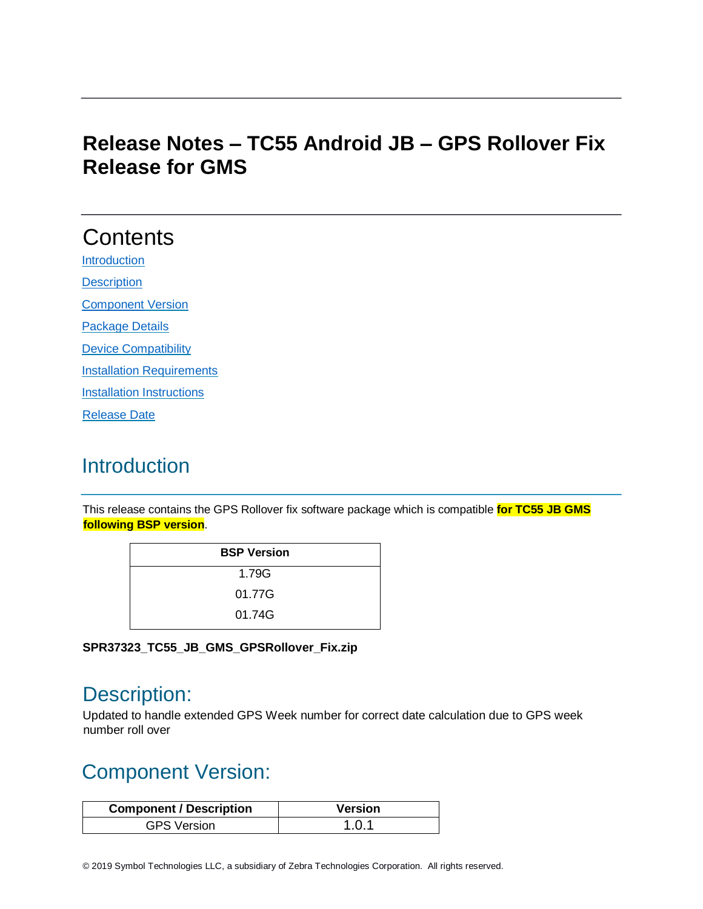# Release Notes – TC55 Android JB – GPS Rollover Fix Release for GMS

## Contents

[Introduction](#introduction)

[Description](#description)

[Component Version](#component-version)

[Package Details](#package-details)

[Device Compatibility](#device-compatibility)

[Installation Requirements](#installation-requirements)

[Installation Instructions](#installation-instructions)

[Release Date](#release-date)

## Introduction

This release contains the GPS Rollover fix software package which is compatible **for TC55 JB GMS following BSP version**.

| BSP Version |
|---|
| 1.79G |
| 01.77G |
| 01.74G |

**SPR37323_TC55_JB_GMS_GPSRollover_Fix.zip**

## Description:

Updated to handle extended GPS Week number for correct date calculation due to GPS week number roll over

## Component Version:

| Component / Description | Version |
|---|---|
| GPS Version | 1.0.1 |

© 2019 Symbol Technologies LLC, a subsidiary of Zebra Technologies Corporation. All rights reserved.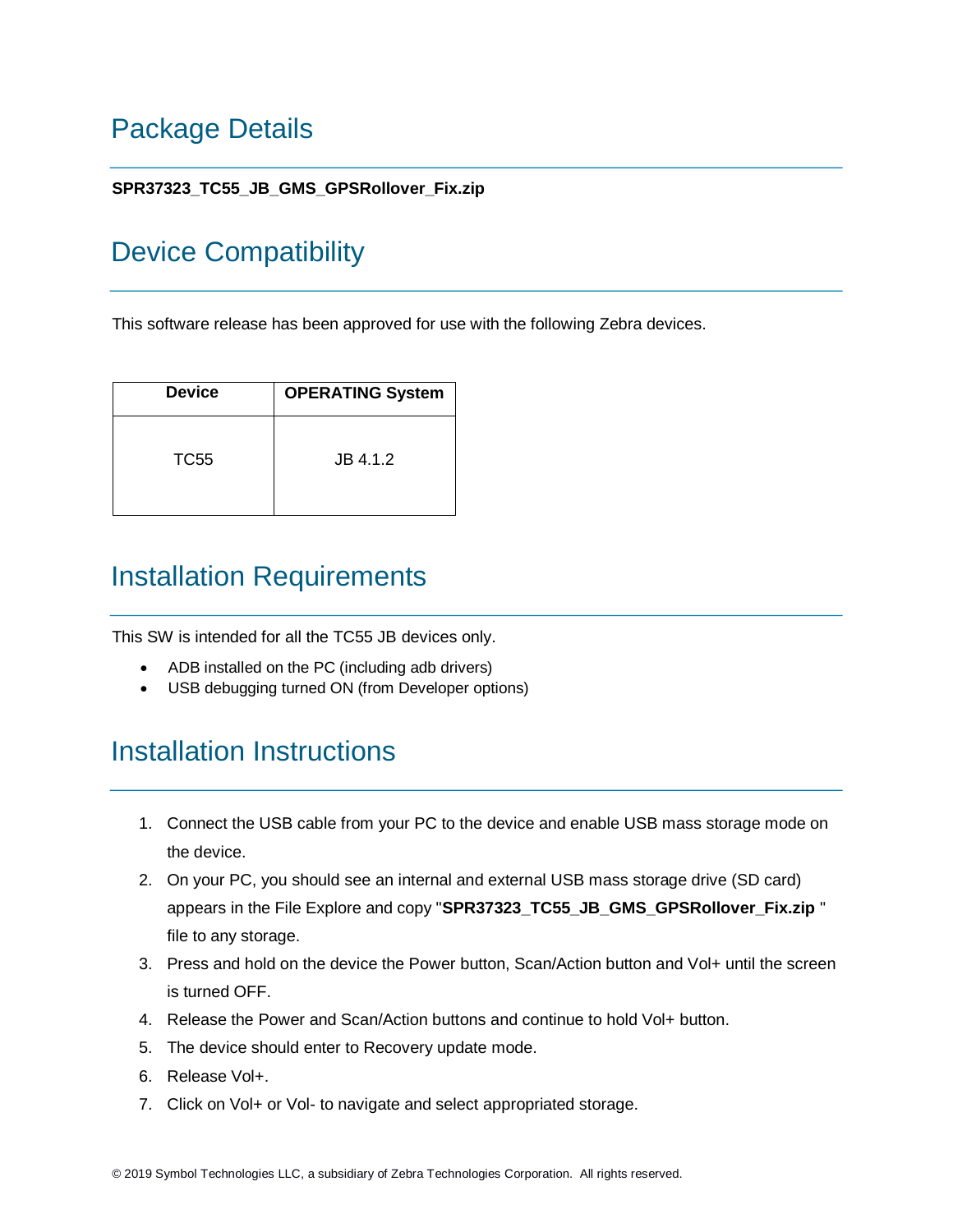## Package Details

**SPR37323_TC55_JB_GMS_GPSRollover_Fix.zip**

## Device Compatibility

This software release has been approved for use with the following Zebra devices.

| Device | OPERATING System |
| --- | --- |
| TC55 | JB 4.1.2 |

## Installation Requirements

This SW is intended for all the TC55 JB devices only.

- ADB installed on the PC (including adb drivers)
- USB debugging turned ON (from Developer options)

## Installation Instructions

1. Connect the USB cable from your PC to the device and enable USB mass storage mode on the device.
2. On your PC, you should see an internal and external USB mass storage drive (SD card) appears in the File Explore and copy "**SPR37323_TC55_JB_GMS_GPSRollover_Fix.zip** " file to any storage.
3. Press and hold on the device the Power button, Scan/Action button and Vol+ until the screen is turned OFF.
4. Release the Power and Scan/Action buttons and continue to hold Vol+ button.
5. The device should enter to Recovery update mode.
6. Release Vol+.
7. Click on Vol+ or Vol- to navigate and select appropriated storage.

© 2019 Symbol Technologies LLC, a subsidiary of Zebra Technologies Corporation. All rights reserved.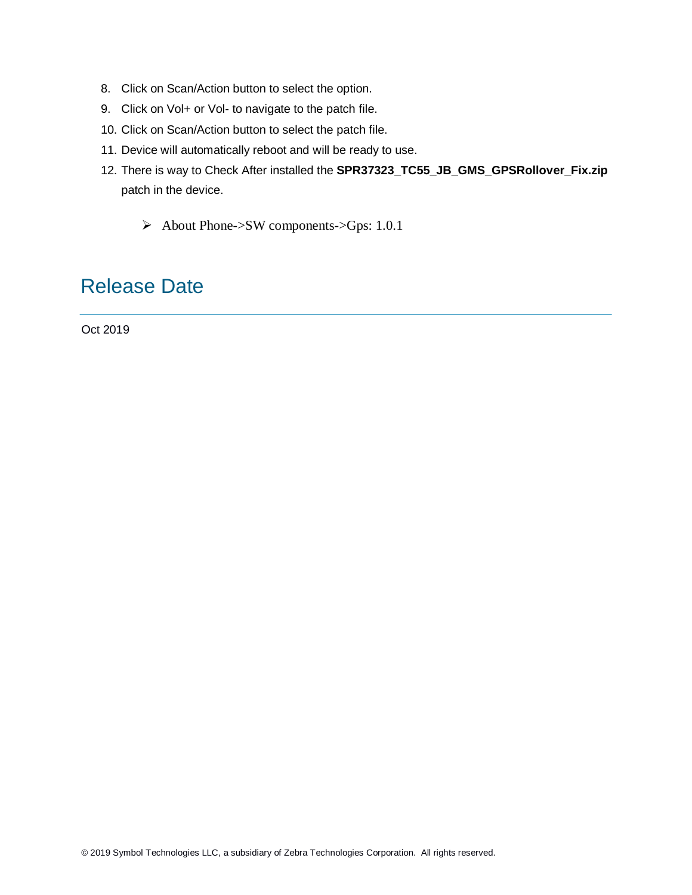8. Click on Scan/Action button to select the option.
9. Click on Vol+ or Vol- to navigate to the patch file.
10. Click on Scan/Action button to select the patch file.
11. Device will automatically reboot and will be ready to use.
12. There is way to Check After installed the **SPR37323_TC55_JB_GMS_GPSRollover_Fix.zip** patch in the device.

    - About Phone->SW components->Gps: 1.0.1

## Release Date

Oct 2019

© 2019 Symbol Technologies LLC, a subsidiary of Zebra Technologies Corporation. All rights reserved.